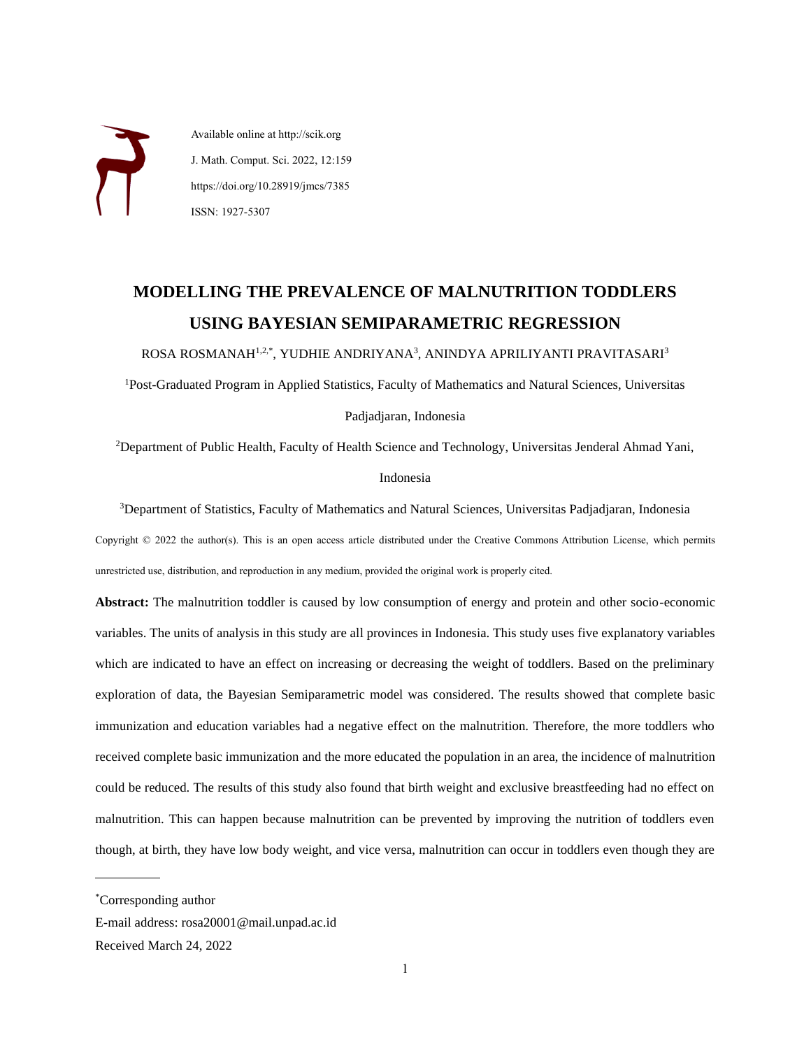Available online at http://scik.org

J. Math. Comput. Sci. 2022, 12:159

https://doi.org/10.28919/jmcs/7385

ISSN: 1927-5307

# MODELLING THE PREVALENCE OF MALNUTRITION TODDLERS USING BAYESIAN SEMIPARAMETRIC REGRESSION

ROSA ROSMANAH[1,2,*], YUDHIE ANDRIYANA[3], ANINDYA APRILIYANTI PRAVITASARI[3]

[1]Post-Graduated Program in Applied Statistics, Faculty of Mathematics and Natural Sciences, Universitas Padjadjaran, Indonesia

[2]Department of Public Health, Faculty of Health Science and Technology, Universitas Jenderal Ahmad Yani, Indonesia

[3]Department of Statistics, Faculty of Mathematics and Natural Sciences, Universitas Padjadjaran, Indonesia

Copyright © 2022 the author(s). This is an open access article distributed under the Creative Commons Attribution License, which permits unrestricted use, distribution, and reproduction in any medium, provided the original work is properly cited.

**Abstract:** The malnutrition toddler is caused by low consumption of energy and protein and other socio-economic variables. The units of analysis in this study are all provinces in Indonesia. This study uses five explanatory variables which are indicated to have an effect on increasing or decreasing the weight of toddlers. Based on the preliminary exploration of data, the Bayesian Semiparametric model was considered. The results showed that complete basic immunization and education variables had a negative effect on the malnutrition. Therefore, the more toddlers who received complete basic immunization and the more educated the population in an area, the incidence of malnutrition could be reduced. The results of this study also found that birth weight and exclusive breastfeeding had no effect on malnutrition. This can happen because malnutrition can be prevented by improving the nutrition of toddlers even though, at birth, they have low body weight, and vice versa, malnutrition can occur in toddlers even though they are

---

*Corresponding author

E-mail address: rosa20001@mail.unpad.ac.id

Received March 24, 2022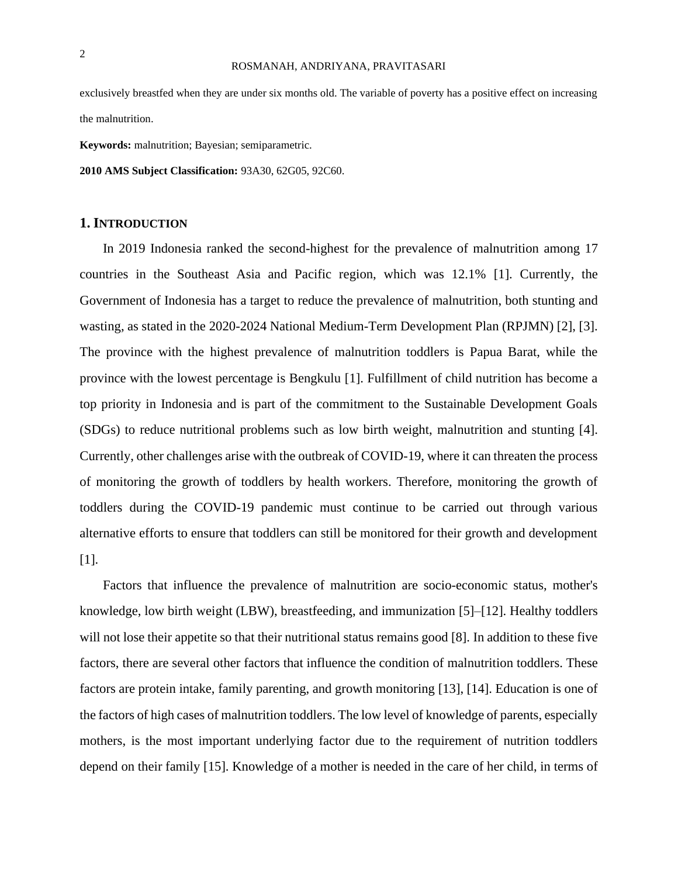exclusively breastfed when they are under six months old. The variable of poverty has a positive effect on increasing the malnutrition.

**Keywords:** malnutrition; Bayesian; semiparametric.

**2010 AMS Subject Classification:** 93A30, 62G05, 92C60.

## 1. INTRODUCTION

In 2019 Indonesia ranked the second-highest for the prevalence of malnutrition among 17 countries in the Southeast Asia and Pacific region, which was 12.1% [1]. Currently, the Government of Indonesia has a target to reduce the prevalence of malnutrition, both stunting and wasting, as stated in the 2020-2024 National Medium-Term Development Plan (RPJMN) [2], [3]. The province with the highest prevalence of malnutrition toddlers is Papua Barat, while the province with the lowest percentage is Bengkulu [1]. Fulfillment of child nutrition has become a top priority in Indonesia and is part of the commitment to the Sustainable Development Goals (SDGs) to reduce nutritional problems such as low birth weight, malnutrition and stunting [4]. Currently, other challenges arise with the outbreak of COVID-19, where it can threaten the process of monitoring the growth of toddlers by health workers. Therefore, monitoring the growth of toddlers during the COVID-19 pandemic must continue to be carried out through various alternative efforts to ensure that toddlers can still be monitored for their growth and development [1].

Factors that influence the prevalence of malnutrition are socio-economic status, mother's knowledge, low birth weight (LBW), breastfeeding, and immunization [5]–[12]. Healthy toddlers will not lose their appetite so that their nutritional status remains good [8]. In addition to these five factors, there are several other factors that influence the condition of malnutrition toddlers. These factors are protein intake, family parenting, and growth monitoring [13], [14]. Education is one of the factors of high cases of malnutrition toddlers. The low level of knowledge of parents, especially mothers, is the most important underlying factor due to the requirement of nutrition toddlers depend on their family [15]. Knowledge of a mother is needed in the care of her child, in terms of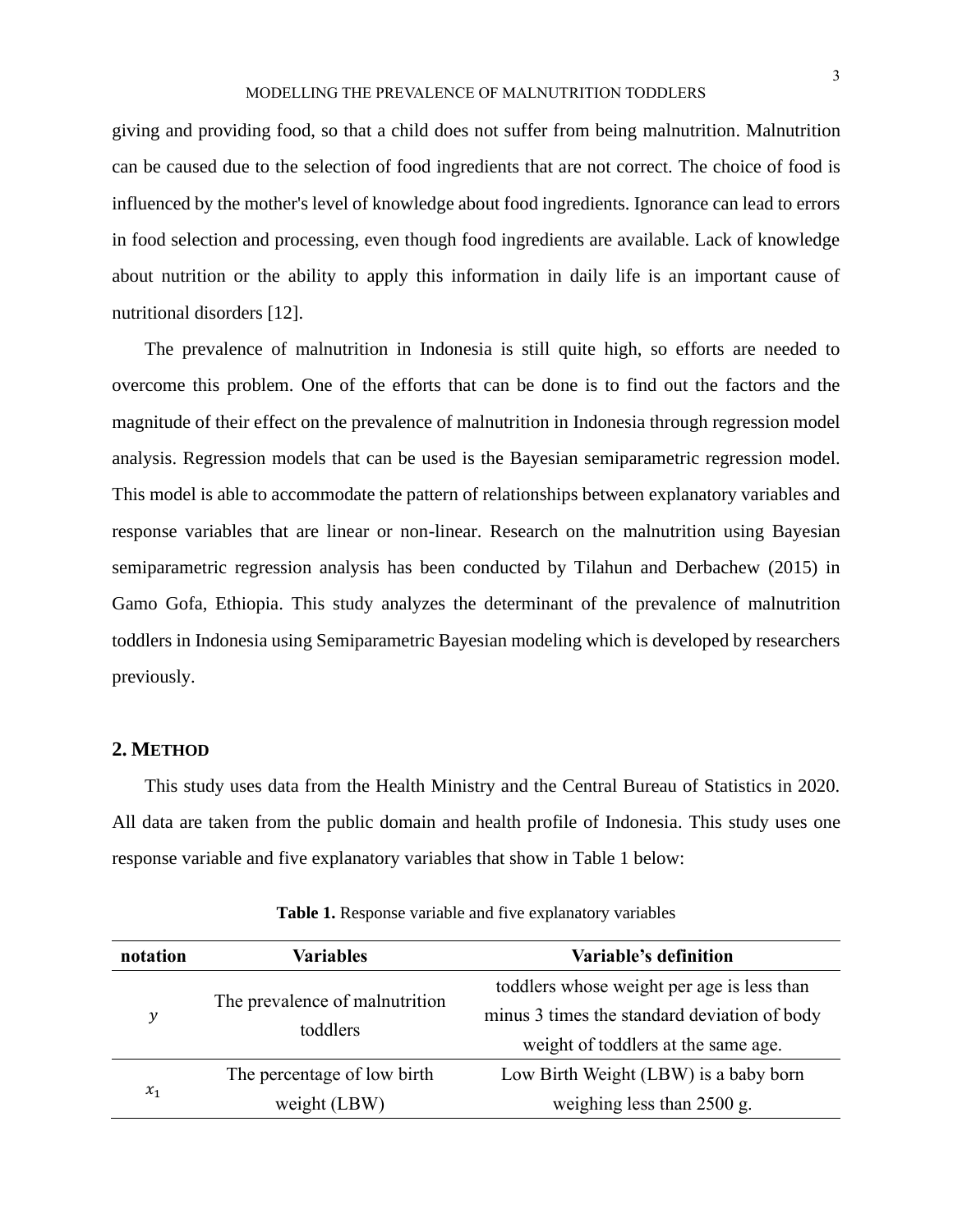giving and providing food, so that a child does not suffer from being malnutrition. Malnutrition can be caused due to the selection of food ingredients that are not correct. The choice of food is influenced by the mother's level of knowledge about food ingredients. Ignorance can lead to errors in food selection and processing, even though food ingredients are available. Lack of knowledge about nutrition or the ability to apply this information in daily life is an important cause of nutritional disorders [12].

The prevalence of malnutrition in Indonesia is still quite high, so efforts are needed to overcome this problem. One of the efforts that can be done is to find out the factors and the magnitude of their effect on the prevalence of malnutrition in Indonesia through regression model analysis. Regression models that can be used is the Bayesian semiparametric regression model. This model is able to accommodate the pattern of relationships between explanatory variables and response variables that are linear or non-linear. Research on the malnutrition using Bayesian semiparametric regression analysis has been conducted by Tilahun and Derbachew (2015) in Gamo Gofa, Ethiopia. This study analyzes the determinant of the prevalence of malnutrition toddlers in Indonesia using Semiparametric Bayesian modeling which is developed by researchers previously.

## 2. METHOD

This study uses data from the Health Ministry and the Central Bureau of Statistics in 2020. All data are taken from the public domain and health profile of Indonesia. This study uses one response variable and five explanatory variables that show in Table 1 below:

**Table 1.** Response variable and five explanatory variables

| notation | Variables | Variable's definition |
|---|---|---|
| $y$ | The prevalence of malnutrition toddlers | toddlers whose weight per age is less than minus 3 times the standard deviation of body weight of toddlers at the same age. |
| $x_1$ | The percentage of low birth weight (LBW) | Low Birth Weight (LBW) is a baby born weighing less than 2500 g. |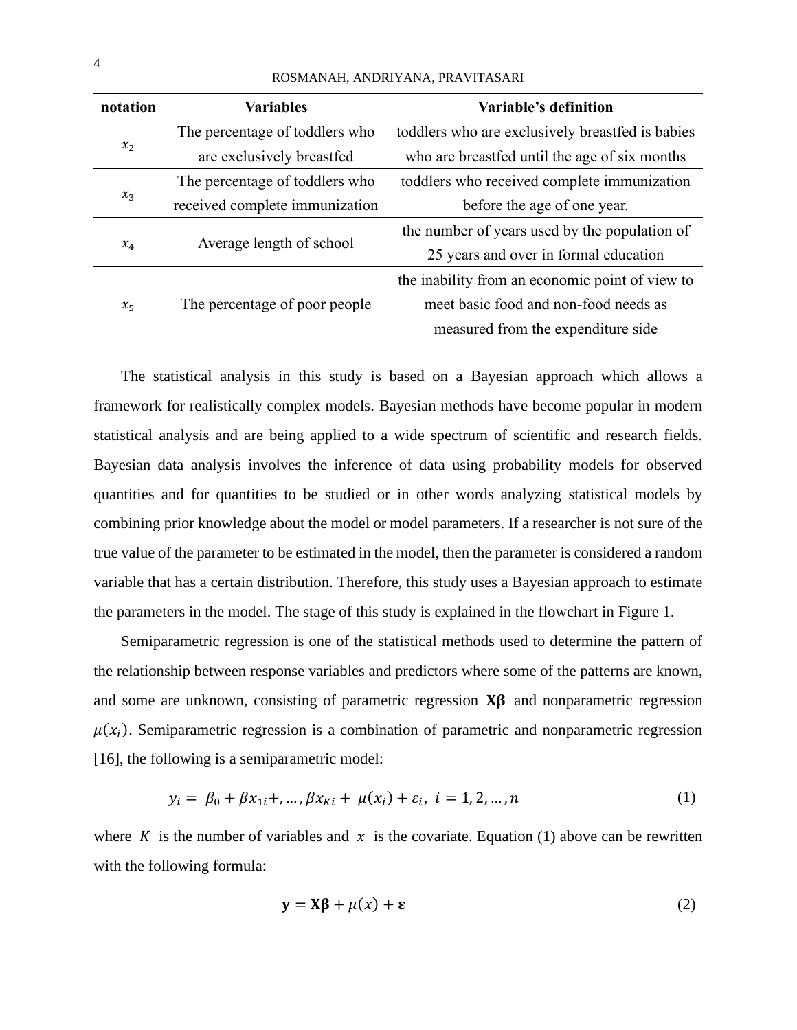| notation | Variables | Variable's definition |
|---|---|---|
| $x_2$ | The percentage of toddlers who are exclusively breastfed | toddlers who are exclusively breastfed is babies who are breastfed until the age of six months |
| $x_3$ | The percentage of toddlers who received complete immunization | toddlers who received complete immunization before the age of one year. |
| $x_4$ | Average length of school | the number of years used by the population of 25 years and over in formal education |
| $x_5$ | The percentage of poor people | the inability from an economic point of view to meet basic food and non-food needs as measured from the expenditure side |

The statistical analysis in this study is based on a Bayesian approach which allows a framework for realistically complex models. Bayesian methods have become popular in modern statistical analysis and are being applied to a wide spectrum of scientific and research fields. Bayesian data analysis involves the inference of data using probability models for observed quantities and for quantities to be studied or in other words analyzing statistical models by combining prior knowledge about the model or model parameters. If a researcher is not sure of the true value of the parameter to be estimated in the model, then the parameter is considered a random variable that has a certain distribution. Therefore, this study uses a Bayesian approach to estimate the parameters in the model. The stage of this study is explained in the flowchart in Figure 1.

Semiparametric regression is one of the statistical methods used to determine the pattern of the relationship between response variables and predictors where some of the patterns are known, and some are unknown, consisting of parametric regression $\mathbf{X\beta}$ and nonparametric regression $\mu(x_i)$. Semiparametric regression is a combination of parametric and nonparametric regression [16], the following is a semiparametric model:

$$y_i = \beta_0 + \beta x_{1i} +, \dots, \beta x_{Ki} + \mu(x_i) + \varepsilon_i,\ i = 1, 2, \dots, n \tag{1}$$

where $K$ is the number of variables and $x$ is the covariate. Equation (1) above can be rewritten with the following formula:

$$\mathbf{y} = \mathbf{X\beta} + \mu(x) + \boldsymbol{\varepsilon} \tag{2}$$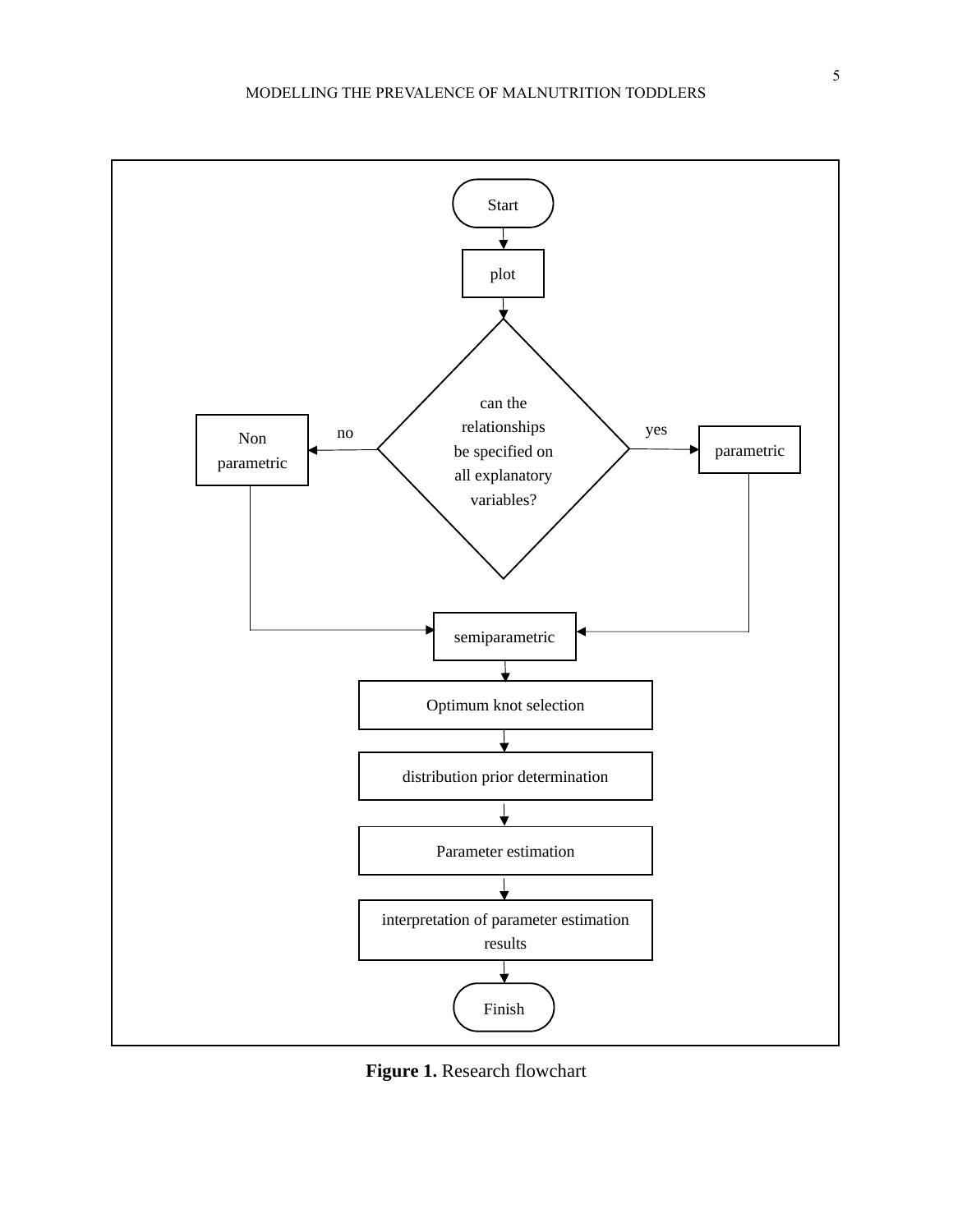Start

plot

can the relationships be specified on all explanatory variables?

no → Non parametric

yes → parametric

semiparametric

Optimum knot selection

distribution prior determination

Parameter estimation

interpretation of parameter estimation results

Finish

**Figure 1.** Research flowchart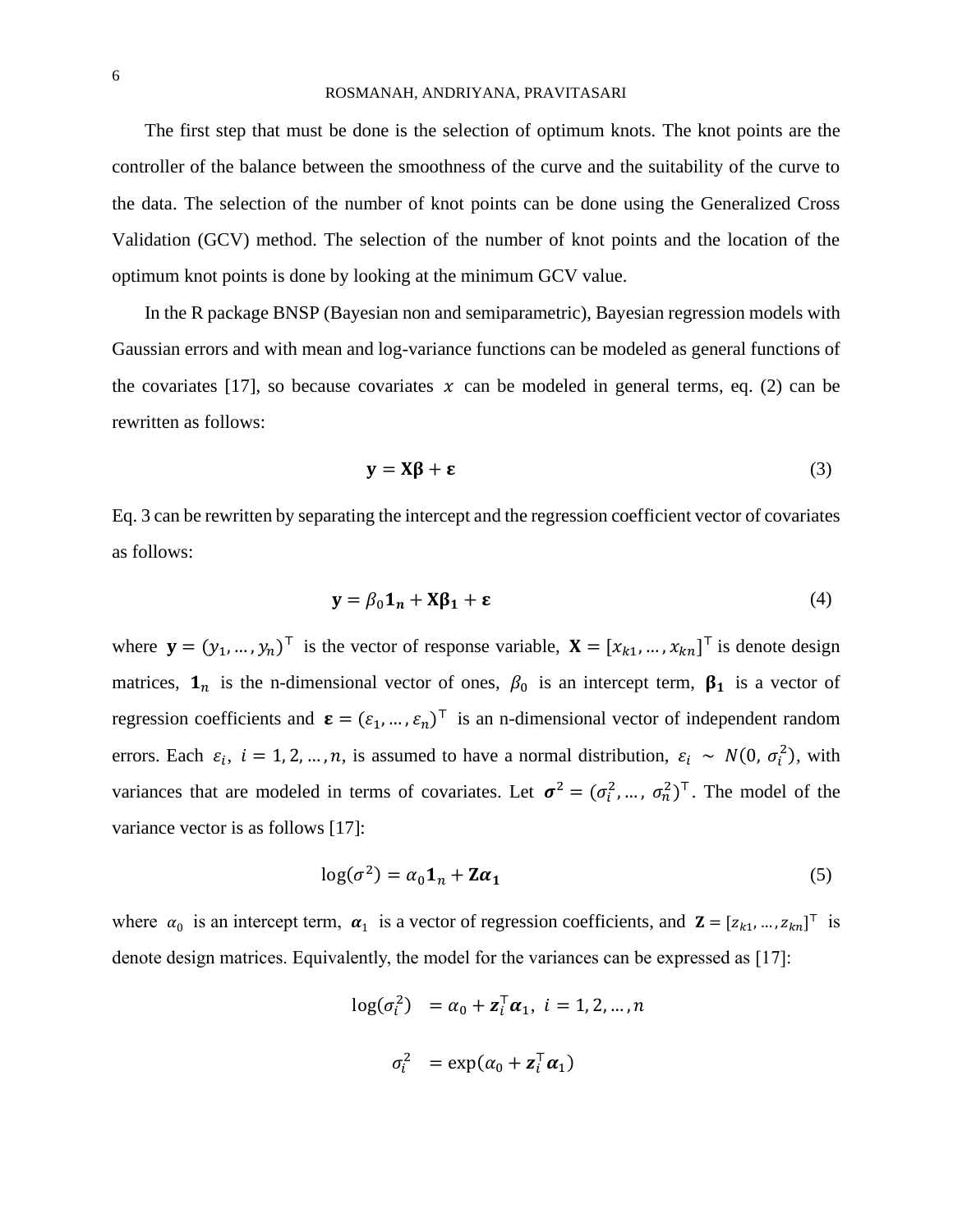The first step that must be done is the selection of optimum knots. The knot points are the controller of the balance between the smoothness of the curve and the suitability of the curve to the data. The selection of the number of knot points can be done using the Generalized Cross Validation (GCV) method. The selection of the number of knot points and the location of the optimum knot points is done by looking at the minimum GCV value.

In the R package BNSP (Bayesian non and semiparametric), Bayesian regression models with Gaussian errors and with mean and log-variance functions can be modeled as general functions of the covariates [17], so because covariates $x$ can be modeled in general terms, eq. (2) can be rewritten as follows:

$$\mathbf{y} = \mathbf{X}\boldsymbol{\beta} + \boldsymbol{\varepsilon} \tag{3}$$

Eq. 3 can be rewritten by separating the intercept and the regression coefficient vector of covariates as follows:

$$\mathbf{y} = \beta_0 \mathbf{1}_n + \mathbf{X}\boldsymbol{\beta}_1 + \boldsymbol{\varepsilon} \tag{4}$$

where $\mathbf{y} = (y_1, \dots, y_n)^\top$ is the vector of response variable, $\mathbf{X} = [x_{k1}, \dots, x_{kn}]^\top$ is denote design matrices, $\mathbf{1}_n$ is the n-dimensional vector of ones, $\beta_0$ is an intercept term, $\boldsymbol{\beta}_1$ is a vector of regression coefficients and $\boldsymbol{\varepsilon} = (\varepsilon_1, \dots, \varepsilon_n)^\top$ is an n-dimensional vector of independent random errors. Each $\varepsilon_i$, $i = 1, 2, \dots, n$, is assumed to have a normal distribution, $\varepsilon_i \sim N(0, \sigma_i^2)$, with variances that are modeled in terms of covariates. Let $\boldsymbol{\sigma}^2 = (\sigma_i^2, \dots, \sigma_n^2)^\top$. The model of the variance vector is as follows [17]:

$$\log(\sigma^2) = \alpha_0 \mathbf{1}_n + \mathbf{Z}\boldsymbol{\alpha}_1 \tag{5}$$

where $\alpha_0$ is an intercept term, $\boldsymbol{\alpha}_1$ is a vector of regression coefficients, and $\mathbf{Z} = [z_{k1}, \dots, z_{kn}]^\top$ is denote design matrices. Equivalently, the model for the variances can be expressed as [17]:

$$\log(\sigma_i^2) = \alpha_0 + \boldsymbol{z}_i^\top \boldsymbol{\alpha}_1, \; i = 1, 2, \dots, n$$

$$\sigma_i^2 = \exp(\alpha_0 + \boldsymbol{z}_i^\top \boldsymbol{\alpha}_1)$$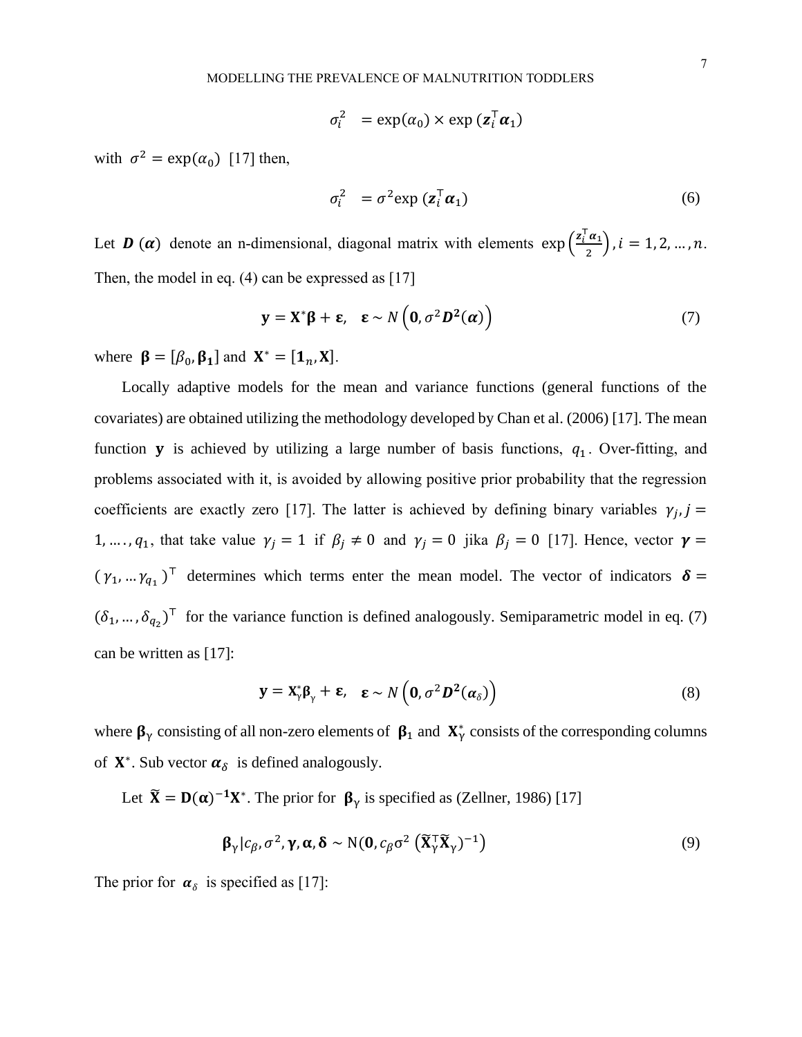$$\sigma_i^2 \quad = \exp(\alpha_0) \times \exp\left(\boldsymbol{z}_i^\top \boldsymbol{\alpha}_1\right)$$

with $\sigma^2 = \exp(\alpha_0)$ [17] then,

$$\sigma_i^2 \quad = \sigma^2 \exp\left(\boldsymbol{z}_i^\top \boldsymbol{\alpha}_1\right) \tag{6}$$

Let $\boldsymbol{D}\,(\boldsymbol{\alpha})$ denote an n-dimensional, diagonal matrix with elements $\exp\left(\frac{\boldsymbol{z}_i^\top \boldsymbol{\alpha}_1}{2}\right), i = 1, 2, \ldots, n$. Then, the model in eq. (4) can be expressed as [17]

$$\mathbf{y} = \mathbf{X}^* \boldsymbol{\beta} + \boldsymbol{\varepsilon}, \quad \boldsymbol{\varepsilon} \sim N\left(\mathbf{0}, \sigma^2 \boldsymbol{D}^2(\boldsymbol{\alpha})\right) \tag{7}$$

where $\boldsymbol{\beta} = [\beta_0, \boldsymbol{\beta}_1]$ and $\mathbf{X}^* = [\mathbf{1}_n, \mathbf{X}]$.

Locally adaptive models for the mean and variance functions (general functions of the covariates) are obtained utilizing the methodology developed by Chan et al. (2006) [17]. The mean function $\mathbf{y}$ is achieved by utilizing a large number of basis functions, $q_1$. Over-fitting, and problems associated with it, is avoided by allowing positive prior probability that the regression coefficients are exactly zero [17]. The latter is achieved by defining binary variables $\gamma_j, j = 1, \ldots., q_1$, that take value $\gamma_j = 1$ if $\beta_j \neq 0$ and $\gamma_j = 0$ jika $\beta_j = 0$ [17]. Hence, vector $\boldsymbol{\gamma} = (\gamma_1, \ldots \gamma_{q_1})^\top$ determines which terms enter the mean model. The vector of indicators $\boldsymbol{\delta} = (\delta_1, \ldots, \delta_{q_2})^\top$ for the variance function is defined analogously. Semiparametric model in eq. (7) can be written as [17]:

$$\mathbf{y} = \mathbf{X}_\gamma^* \boldsymbol{\beta}_\gamma + \boldsymbol{\varepsilon}, \quad \boldsymbol{\varepsilon} \sim N\left(\mathbf{0}, \sigma^2 \boldsymbol{D}^2(\boldsymbol{\alpha}_\delta)\right) \tag{8}$$

where $\boldsymbol{\beta}_\gamma$ consisting of all non-zero elements of $\boldsymbol{\beta}_1$ and $\mathbf{X}_\gamma^*$ consists of the corresponding columns of $\mathbf{X}^*$. Sub vector $\boldsymbol{\alpha}_\delta$ is defined analogously.

Let $\widetilde{\mathbf{X}} = \mathbf{D}(\boldsymbol{\alpha})^{-1}\mathbf{X}^*$. The prior for $\boldsymbol{\beta}_\gamma$ is specified as (Zellner, 1986) [17]

$$\boldsymbol{\beta}_\gamma | c_\beta, \sigma^2, \boldsymbol{\gamma}, \boldsymbol{\alpha}, \boldsymbol{\delta} \sim \mathrm{N}(\mathbf{0}, c_\beta \sigma^2 \left(\widetilde{\mathbf{X}}_\gamma^\top \widetilde{\mathbf{X}}_\gamma\right)^{-1}) \tag{9}$$

The prior for $\boldsymbol{\alpha}_\delta$ is specified as [17]: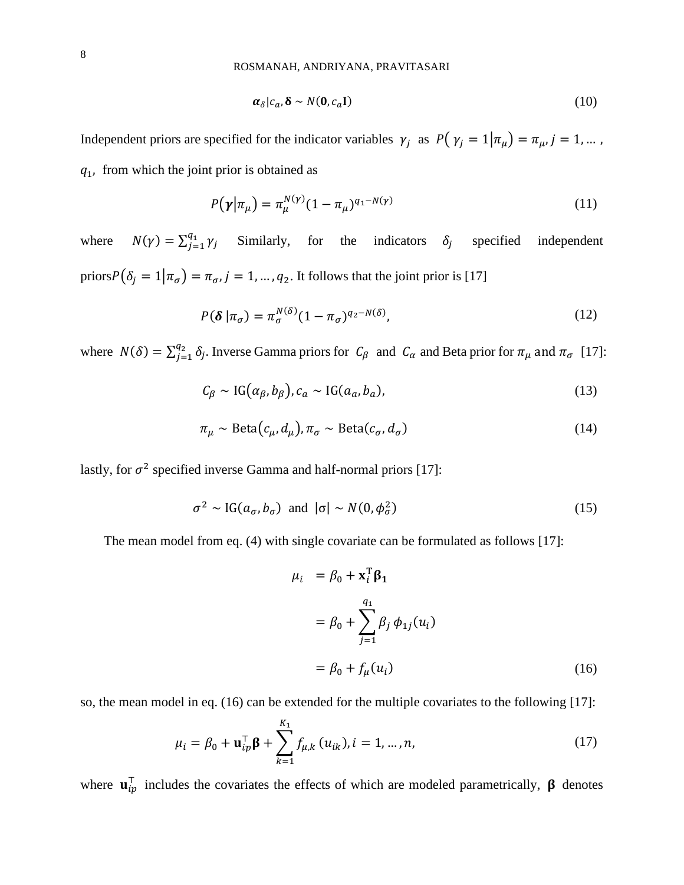$$\boldsymbol{\alpha}_{\delta}|c_a, \boldsymbol{\delta} \sim N(\mathbf{0}, c_a \mathbf{I}) \tag{10}$$

Independent priors are specified for the indicator variables $\gamma_j$ as $P(\gamma_j = 1|\pi_\mu) = \pi_\mu, j = 1, \dots,$ $q_1$, from which the joint prior is obtained as

$$P(\boldsymbol{\gamma}|\pi_\mu) = \pi_\mu^{N(\gamma)}(1-\pi_\mu)^{q_1 - N(\gamma)} \tag{11}$$

where $N(\gamma) = \sum_{j=1}^{q_1} \gamma_j$ Similarly, for the indicators $\delta_j$ specified independent priors$P(\delta_j = 1|\pi_\sigma) = \pi_\sigma, j = 1, \dots, q_2$. It follows that the joint prior is [17]

$$P(\boldsymbol{\delta}\,|\pi_\sigma) = \pi_\sigma^{N(\delta)}(1-\pi_\sigma)^{q_2 - N(\delta)}, \tag{12}$$

where $N(\delta) = \sum_{j=1}^{q_2} \delta_j$. Inverse Gamma priors for $C_\beta$ and $C_\alpha$ and Beta prior for $\pi_\mu$ and $\pi_\sigma$ [17]:

$$C_\beta \sim \text{IG}(\alpha_\beta, b_\beta), c_a \sim \text{IG}(a_a, b_a), \tag{13}$$

$$\pi_\mu \sim \text{Beta}(c_\mu, d_\mu), \pi_\sigma \sim \text{Beta}(c_\sigma, d_\sigma) \tag{14}$$

lastly, for $\sigma^2$ specified inverse Gamma and half-normal priors [17]:

$$\sigma^2 \sim \text{IG}(a_\sigma, b_\sigma) \text{ and } |\sigma| \sim N(0, \phi_\sigma^2) \tag{15}$$

The mean model from eq. (4) with single covariate can be formulated as follows [17]:

$$\begin{aligned} \mu_i &= \beta_0 + \mathbf{x}_i^{\mathsf{T}} \boldsymbol{\beta}_1 \\ &= \beta_0 + \sum_{j=1}^{q_1} \beta_j \, \phi_{1j}(u_i) \\ &= \beta_0 + f_\mu(u_i) \end{aligned} \tag{16}$$

so, the mean model in eq. (16) can be extended for the multiple covariates to the following [17]:

$$\mu_i = \beta_0 + \mathbf{u}_{ip}^{\mathsf{T}} \boldsymbol{\beta} + \sum_{k=1}^{K_1} f_{\mu,k}\,(u_{ik}), i = 1, \dots, n, \tag{17}$$

where $\mathbf{u}_{ip}^{\mathsf{T}}$ includes the covariates the effects of which are modeled parametrically, $\boldsymbol{\beta}$ denotes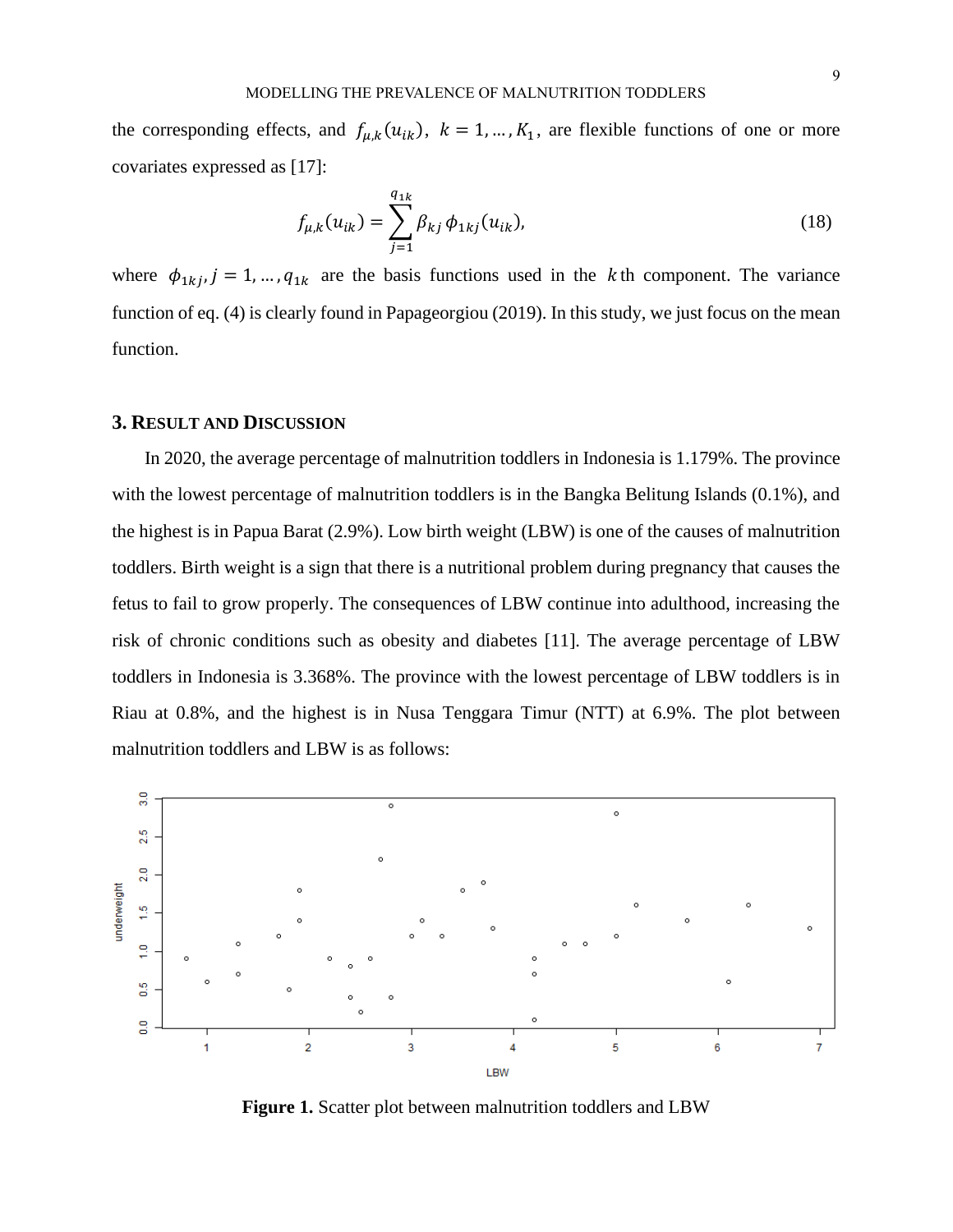the corresponding effects, and $f_{\mu,k}(u_{ik})$, $k = 1, \dots, K_1$, are flexible functions of one or more covariates expressed as [17]:

$$f_{\mu,k}(u_{ik}) = \sum_{j=1}^{q_{1k}} \beta_{kj}\, \phi_{1kj}(u_{ik}), \tag{18}$$

where $\phi_{1kj}, j = 1, \dots, q_{1k}$ are the basis functions used in the $k$th component. The variance function of eq. (4) is clearly found in Papageorgiou (2019). In this study, we just focus on the mean function.

## 3. RESULT AND DISCUSSION

In 2020, the average percentage of malnutrition toddlers in Indonesia is 1.179%. The province with the lowest percentage of malnutrition toddlers is in the Bangka Belitung Islands (0.1%), and the highest is in Papua Barat (2.9%). Low birth weight (LBW) is one of the causes of malnutrition toddlers. Birth weight is a sign that there is a nutritional problem during pregnancy that causes the fetus to fail to grow properly. The consequences of LBW continue into adulthood, increasing the risk of chronic conditions such as obesity and diabetes [11]. The average percentage of LBW toddlers in Indonesia is 3.368%. The province with the lowest percentage of LBW toddlers is in Riau at 0.8%, and the highest is in Nusa Tenggara Timur (NTT) at 6.9%. The plot between malnutrition toddlers and LBW is as follows:

**Figure 1.** Scatter plot between malnutrition toddlers and LBW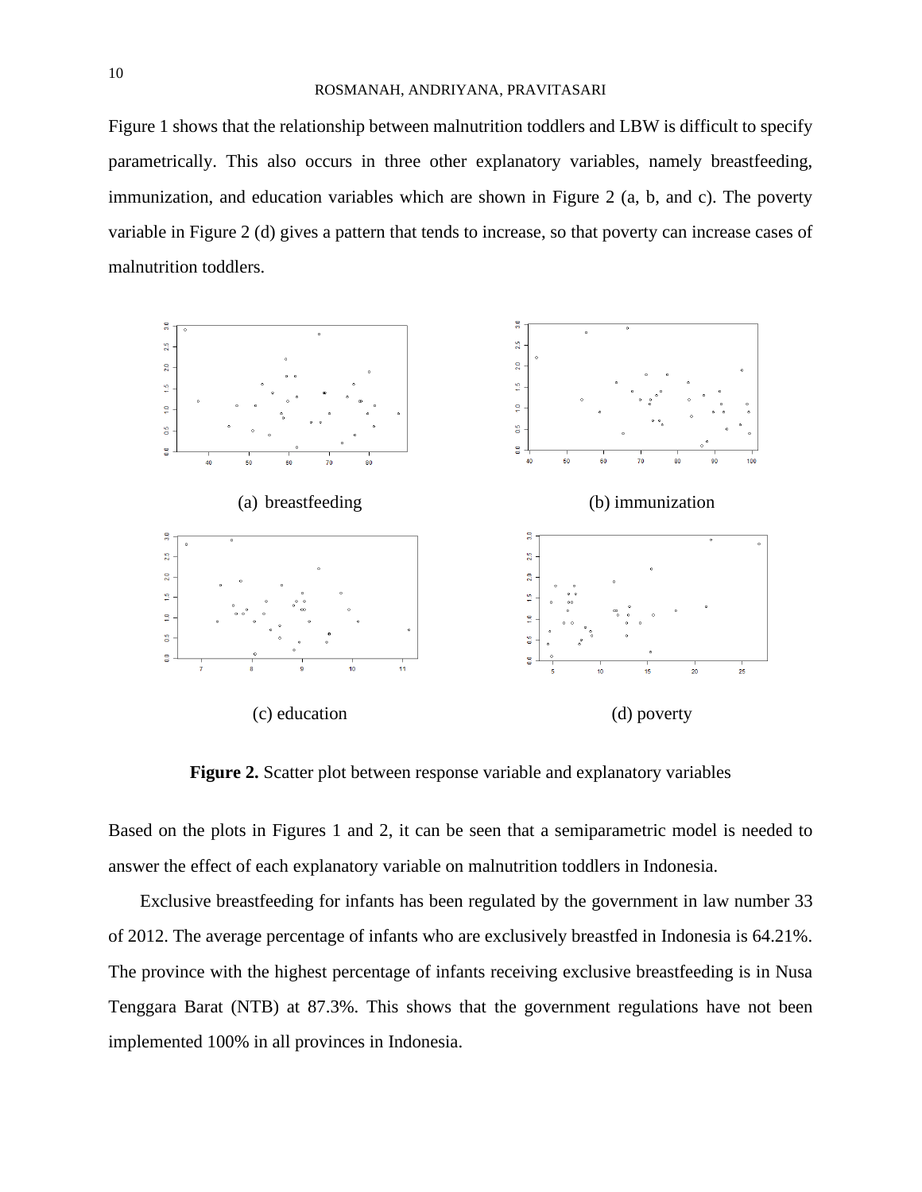Figure 1 shows that the relationship between malnutrition toddlers and LBW is difficult to specify parametrically. This also occurs in three other explanatory variables, namely breastfeeding, immunization, and education variables which are shown in Figure 2 (a, b, and c). The poverty variable in Figure 2 (d) gives a pattern that tends to increase, so that poverty can increase cases of malnutrition toddlers.

(a) breastfeeding

(b) immunization

(c) education

(d) poverty

**Figure 2.** Scatter plot between response variable and explanatory variables

Based on the plots in Figures 1 and 2, it can be seen that a semiparametric model is needed to answer the effect of each explanatory variable on malnutrition toddlers in Indonesia.

Exclusive breastfeeding for infants has been regulated by the government in law number 33 of 2012. The average percentage of infants who are exclusively breastfed in Indonesia is 64.21%. The province with the highest percentage of infants receiving exclusive breastfeeding is in Nusa Tenggara Barat (NTB) at 87.3%. This shows that the government regulations have not been implemented 100% in all provinces in Indonesia.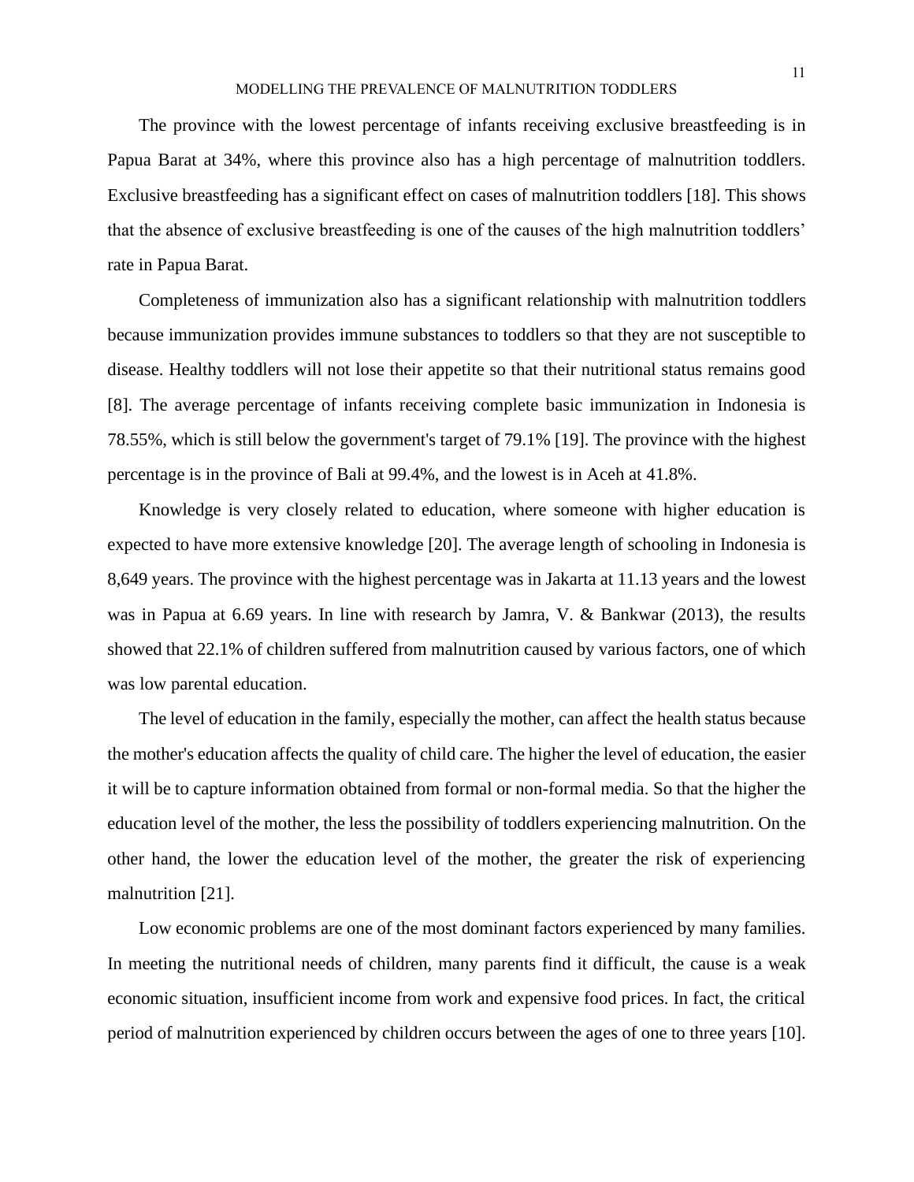The province with the lowest percentage of infants receiving exclusive breastfeeding is in Papua Barat at 34%, where this province also has a high percentage of malnutrition toddlers. Exclusive breastfeeding has a significant effect on cases of malnutrition toddlers [18]. This shows that the absence of exclusive breastfeeding is one of the causes of the high malnutrition toddlers' rate in Papua Barat.

Completeness of immunization also has a significant relationship with malnutrition toddlers because immunization provides immune substances to toddlers so that they are not susceptible to disease. Healthy toddlers will not lose their appetite so that their nutritional status remains good [8]. The average percentage of infants receiving complete basic immunization in Indonesia is 78.55%, which is still below the government's target of 79.1% [19]. The province with the highest percentage is in the province of Bali at 99.4%, and the lowest is in Aceh at 41.8%.

Knowledge is very closely related to education, where someone with higher education is expected to have more extensive knowledge [20]. The average length of schooling in Indonesia is 8,649 years. The province with the highest percentage was in Jakarta at 11.13 years and the lowest was in Papua at 6.69 years. In line with research by Jamra, V. & Bankwar (2013), the results showed that 22.1% of children suffered from malnutrition caused by various factors, one of which was low parental education.

The level of education in the family, especially the mother, can affect the health status because the mother's education affects the quality of child care. The higher the level of education, the easier it will be to capture information obtained from formal or non-formal media. So that the higher the education level of the mother, the less the possibility of toddlers experiencing malnutrition. On the other hand, the lower the education level of the mother, the greater the risk of experiencing malnutrition [21].

Low economic problems are one of the most dominant factors experienced by many families. In meeting the nutritional needs of children, many parents find it difficult, the cause is a weak economic situation, insufficient income from work and expensive food prices. In fact, the critical period of malnutrition experienced by children occurs between the ages of one to three years [10].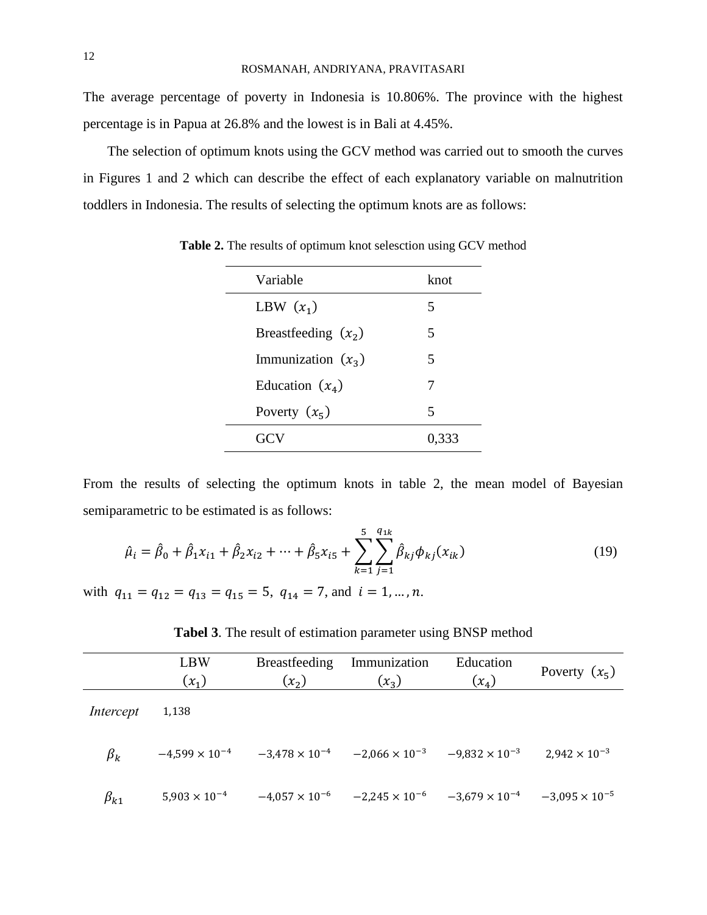The average percentage of poverty in Indonesia is 10.806%. The province with the highest percentage is in Papua at 26.8% and the lowest is in Bali at 4.45%.

The selection of optimum knots using the GCV method was carried out to smooth the curves in Figures 1 and 2 which can describe the effect of each explanatory variable on malnutrition toddlers in Indonesia. The results of selecting the optimum knots are as follows:

**Table 2.** The results of optimum knot selesction using GCV method

| Variable | knot |
|---|---|
| LBW $(x_1)$ | 5 |
| Breastfeeding $(x_2)$ | 5 |
| Immunization $(x_3)$ | 5 |
| Education $(x_4)$ | 7 |
| Poverty $(x_5)$ | 5 |
| GCV | 0,333 |

From the results of selecting the optimum knots in table 2, the mean model of Bayesian semiparametric to be estimated is as follows:

$$\hat{\mu}_i = \hat{\beta}_0 + \hat{\beta}_1 x_{i1} + \hat{\beta}_2 x_{i2} + \cdots + \hat{\beta}_5 x_{i5} + \sum_{k=1}^{5} \sum_{j=1}^{q_{1k}} \hat{\beta}_{kj} \phi_{kj}(x_{ik}) \tag{19}$$

with $q_{11} = q_{12} = q_{13} = q_{15} = 5$, $q_{14} = 7$, and $i = 1, \dots, n$.

**Tabel 3**. The result of estimation parameter using BNSP method

| | LBW $(x_1)$ | Breastfeeding $(x_2)$ | Immunization $(x_3)$ | Education $(x_4)$ | Poverty $(x_5)$ |
|---|---|---|---|---|---|
| *Intercept* | 1,138 | | | | |
| $\beta_k$ | $-4{,}599 \times 10^{-4}$ | $-3{,}478 \times 10^{-4}$ | $-2{,}066 \times 10^{-3}$ | $-9{,}832 \times 10^{-3}$ | $2{,}942 \times 10^{-3}$ |
| $\beta_{k1}$ | $5{,}903 \times 10^{-4}$ | $-4{,}057 \times 10^{-6}$ | $-2{,}245 \times 10^{-6}$ | $-3{,}679 \times 10^{-4}$ | $-3{,}095 \times 10^{-5}$ |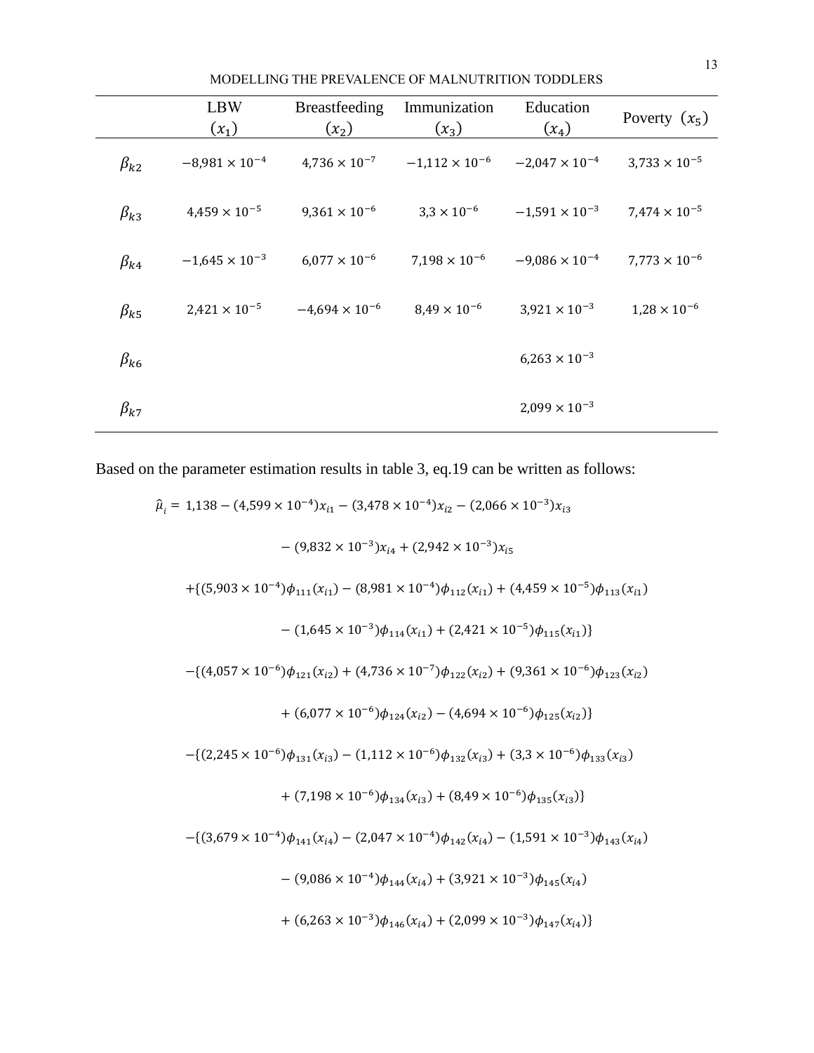| | LBW ($x_1$) | Breastfeeding ($x_2$) | Immunization ($x_3$) | Education ($x_4$) | Poverty ($x_5$) |
|---|---|---|---|---|---|
| $\beta_{k2}$ | $-8{,}981 \times 10^{-4}$ | $4{,}736 \times 10^{-7}$ | $-1{,}112 \times 10^{-6}$ | $-2{,}047 \times 10^{-4}$ | $3{,}733 \times 10^{-5}$ |
| $\beta_{k3}$ | $4{,}459 \times 10^{-5}$ | $9{,}361 \times 10^{-6}$ | $3{,}3 \times 10^{-6}$ | $-1{,}591 \times 10^{-3}$ | $7{,}474 \times 10^{-5}$ |
| $\beta_{k4}$ | $-1{,}645 \times 10^{-3}$ | $6{,}077 \times 10^{-6}$ | $7{,}198 \times 10^{-6}$ | $-9{,}086 \times 10^{-4}$ | $7{,}773 \times 10^{-6}$ |
| $\beta_{k5}$ | $2{,}421 \times 10^{-5}$ | $-4{,}694 \times 10^{-6}$ | $8{,}49 \times 10^{-6}$ | $3{,}921 \times 10^{-3}$ | $1{,}28 \times 10^{-6}$ |
| $\beta_{k6}$ | | | | $6{,}263 \times 10^{-3}$ | |
| $\beta_{k7}$ | | | | $2{,}099 \times 10^{-3}$ | |

Based on the parameter estimation results in table 3, eq.19 can be written as follows:

$$
\begin{aligned}
\hat{\mu}_i = {} & 1{,}138 - (4{,}599 \times 10^{-4})x_{i1} - (3{,}478 \times 10^{-4})x_{i2} - (2{,}066 \times 10^{-3})x_{i3} \\
& - (9{,}832 \times 10^{-3})x_{i4} + (2{,}942 \times 10^{-3})x_{i5} \\
& + \{(5{,}903 \times 10^{-4})\phi_{111}(x_{i1}) - (8{,}981 \times 10^{-4})\phi_{112}(x_{i1}) + (4{,}459 \times 10^{-5})\phi_{113}(x_{i1}) \\
& - (1{,}645 \times 10^{-3})\phi_{114}(x_{i1}) + (2{,}421 \times 10^{-5})\phi_{115}(x_{i1})\} \\
& - \{(4{,}057 \times 10^{-6})\phi_{121}(x_{i2}) + (4{,}736 \times 10^{-7})\phi_{122}(x_{i2}) + (9{,}361 \times 10^{-6})\phi_{123}(x_{i2}) \\
& + (6{,}077 \times 10^{-6})\phi_{124}(x_{i2}) - (4{,}694 \times 10^{-6})\phi_{125}(x_{i2})\} \\
& - \{(2{,}245 \times 10^{-6})\phi_{131}(x_{i3}) - (1{,}112 \times 10^{-6})\phi_{132}(x_{i3}) + (3{,}3 \times 10^{-6})\phi_{133}(x_{i3}) \\
& + (7{,}198 \times 10^{-6})\phi_{134}(x_{i3}) + (8{,}49 \times 10^{-6})\phi_{135}(x_{i3})\} \\
& - \{(3{,}679 \times 10^{-4})\phi_{141}(x_{i4}) - (2{,}047 \times 10^{-4})\phi_{142}(x_{i4}) - (1{,}591 \times 10^{-3})\phi_{143}(x_{i4}) \\
& - (9{,}086 \times 10^{-4})\phi_{144}(x_{i4}) + (3{,}921 \times 10^{-3})\phi_{145}(x_{i4}) \\
& + (6{,}263 \times 10^{-3})\phi_{146}(x_{i4}) + (2{,}099 \times 10^{-3})\phi_{147}(x_{i4})\}
\end{aligned}
$$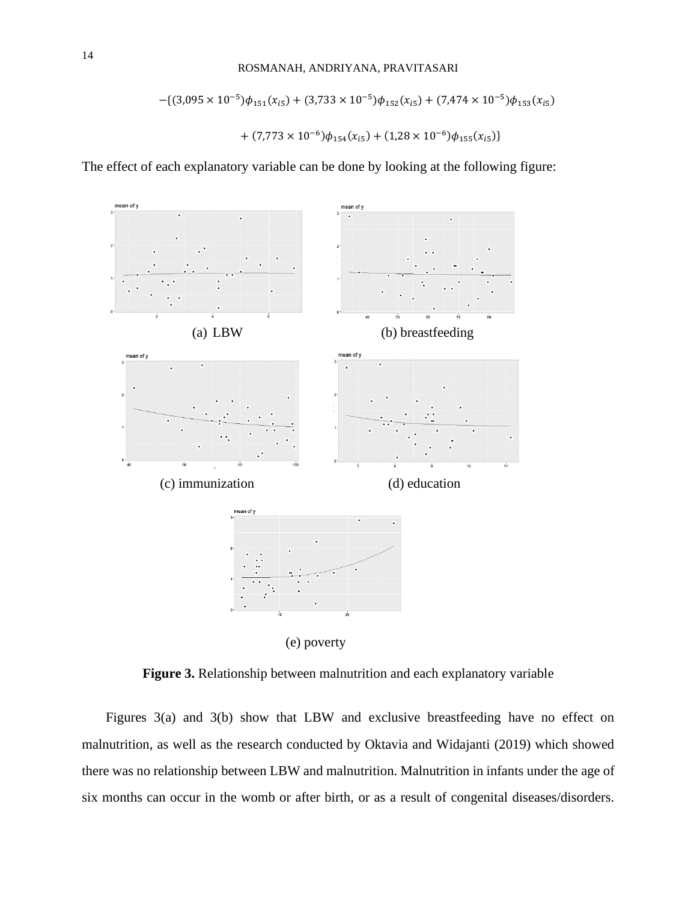$$-\{(3{,}095 \times 10^{-5})\phi_{151}(x_{i5}) + (3{,}733 \times 10^{-5})\phi_{152}(x_{i5}) + (7{,}474 \times 10^{-5})\phi_{153}(x_{i5})$$

$$+ (7{,}773 \times 10^{-6})\phi_{154}(x_{i5}) + (1{,}28 \times 10^{-6})\phi_{155}(x_{i5})\}$$

The effect of each explanatory variable can be done by looking at the following figure:

(a) LBW

(b) breastfeeding

(c) immunization

(d) education

(e) poverty

**Figure 3.** Relationship between malnutrition and each explanatory variable

Figures 3(a) and 3(b) show that LBW and exclusive breastfeeding have no effect on malnutrition, as well as the research conducted by Oktavia and Widajanti (2019) which showed there was no relationship between LBW and malnutrition. Malnutrition in infants under the age of six months can occur in the womb or after birth, or as a result of congenital diseases/disorders.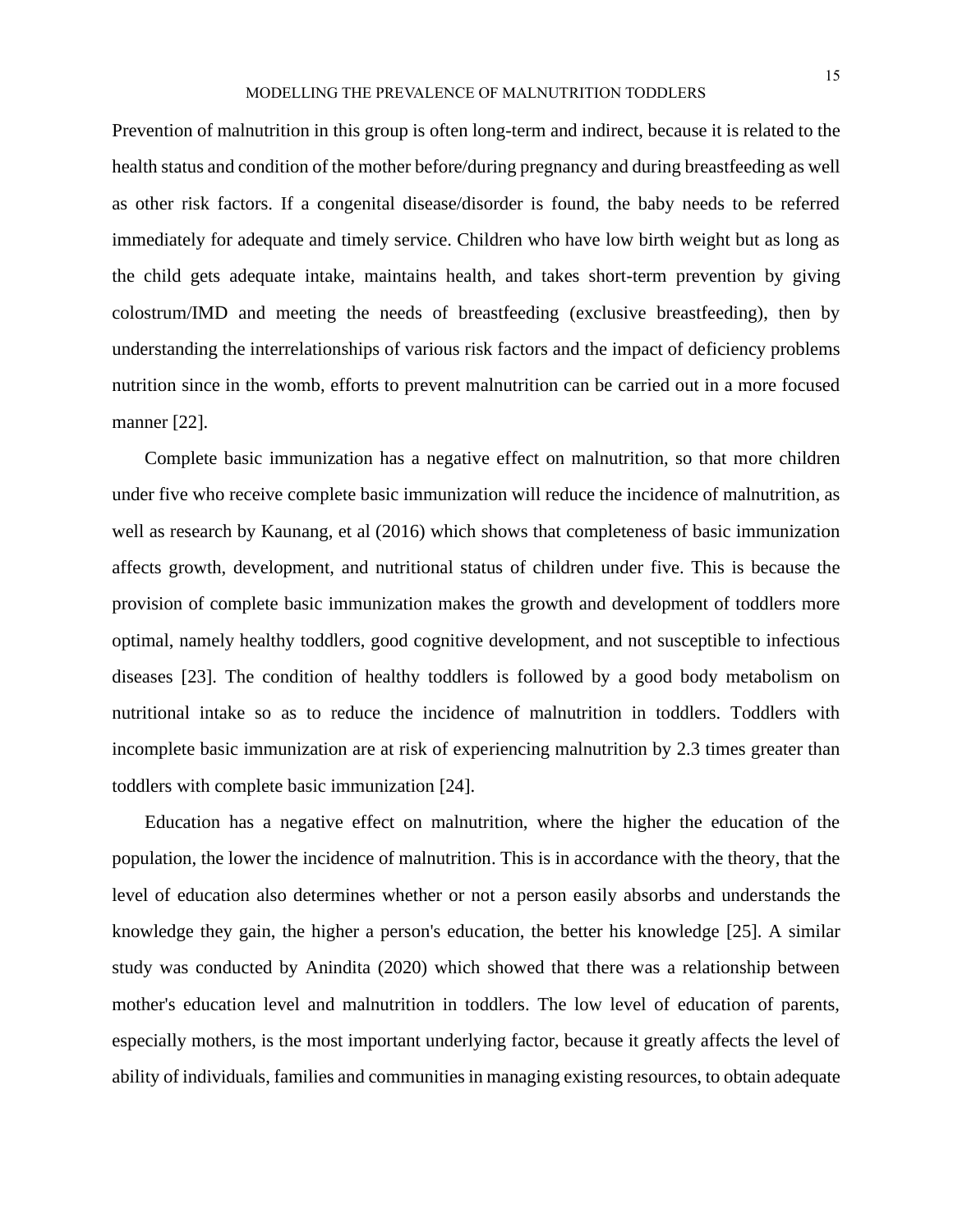Prevention of malnutrition in this group is often long-term and indirect, because it is related to the health status and condition of the mother before/during pregnancy and during breastfeeding as well as other risk factors. If a congenital disease/disorder is found, the baby needs to be referred immediately for adequate and timely service. Children who have low birth weight but as long as the child gets adequate intake, maintains health, and takes short-term prevention by giving colostrum/IMD and meeting the needs of breastfeeding (exclusive breastfeeding), then by understanding the interrelationships of various risk factors and the impact of deficiency problems nutrition since in the womb, efforts to prevent malnutrition can be carried out in a more focused manner [22].

Complete basic immunization has a negative effect on malnutrition, so that more children under five who receive complete basic immunization will reduce the incidence of malnutrition, as well as research by Kaunang, et al (2016) which shows that completeness of basic immunization affects growth, development, and nutritional status of children under five. This is because the provision of complete basic immunization makes the growth and development of toddlers more optimal, namely healthy toddlers, good cognitive development, and not susceptible to infectious diseases [23]. The condition of healthy toddlers is followed by a good body metabolism on nutritional intake so as to reduce the incidence of malnutrition in toddlers. Toddlers with incomplete basic immunization are at risk of experiencing malnutrition by 2.3 times greater than toddlers with complete basic immunization [24].

Education has a negative effect on malnutrition, where the higher the education of the population, the lower the incidence of malnutrition. This is in accordance with the theory, that the level of education also determines whether or not a person easily absorbs and understands the knowledge they gain, the higher a person's education, the better his knowledge [25]. A similar study was conducted by Anindita (2020) which showed that there was a relationship between mother's education level and malnutrition in toddlers. The low level of education of parents, especially mothers, is the most important underlying factor, because it greatly affects the level of ability of individuals, families and communities in managing existing resources, to obtain adequate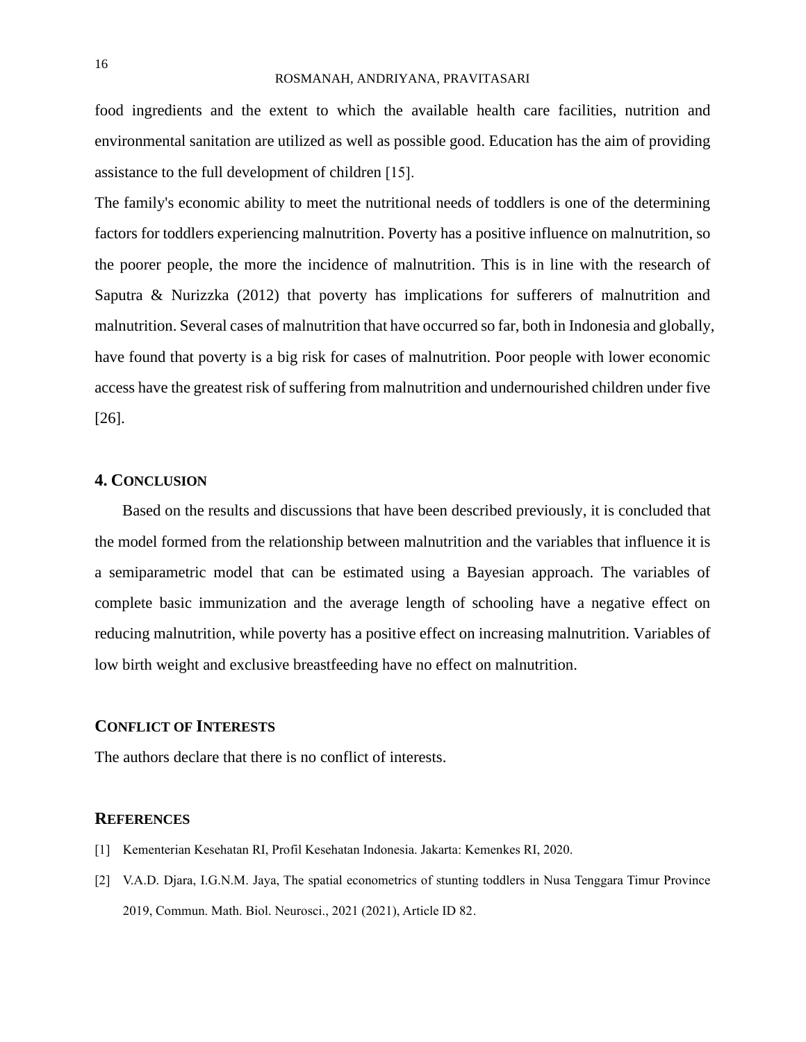food ingredients and the extent to which the available health care facilities, nutrition and environmental sanitation are utilized as well as possible good. Education has the aim of providing assistance to the full development of children [15].

The family's economic ability to meet the nutritional needs of toddlers is one of the determining factors for toddlers experiencing malnutrition. Poverty has a positive influence on malnutrition, so the poorer people, the more the incidence of malnutrition. This is in line with the research of Saputra & Nurizzka (2012) that poverty has implications for sufferers of malnutrition and malnutrition. Several cases of malnutrition that have occurred so far, both in Indonesia and globally, have found that poverty is a big risk for cases of malnutrition. Poor people with lower economic access have the greatest risk of suffering from malnutrition and undernourished children under five [26].

## 4. Conclusion

Based on the results and discussions that have been described previously, it is concluded that the model formed from the relationship between malnutrition and the variables that influence it is a semiparametric model that can be estimated using a Bayesian approach. The variables of complete basic immunization and the average length of schooling have a negative effect on reducing malnutrition, while poverty has a positive effect on increasing malnutrition. Variables of low birth weight and exclusive breastfeeding have no effect on malnutrition.

## Conflict of Interests

The authors declare that there is no conflict of interests.

## References

[1] Kementerian Kesehatan RI, Profil Kesehatan Indonesia. Jakarta: Kemenkes RI, 2020.

[2] V.A.D. Djara, I.G.N.M. Jaya, The spatial econometrics of stunting toddlers in Nusa Tenggara Timur Province 2019, Commun. Math. Biol. Neurosci., 2021 (2021), Article ID 82.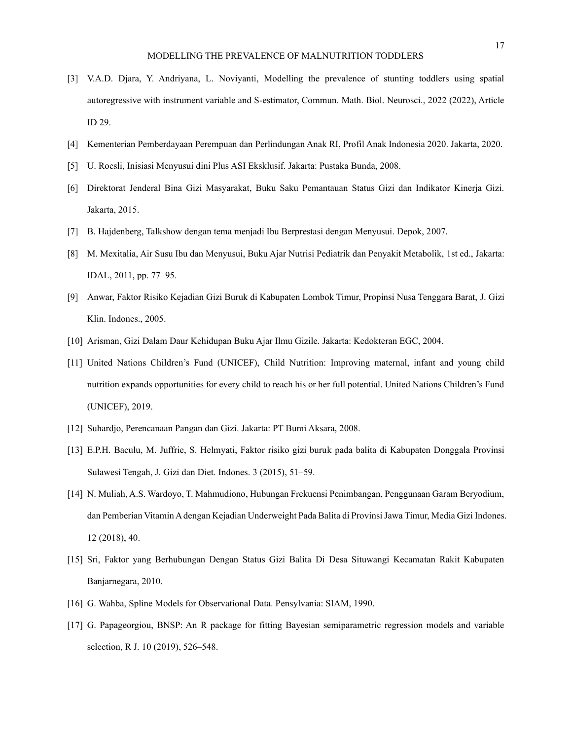[3] V.A.D. Djara, Y. Andriyana, L. Noviyanti, Modelling the prevalence of stunting toddlers using spatial autoregressive with instrument variable and S-estimator, Commun. Math. Biol. Neurosci., 2022 (2022), Article ID 29.

[4] Kementerian Pemberdayaan Perempuan dan Perlindungan Anak RI, Profil Anak Indonesia 2020. Jakarta, 2020.

[5] U. Roesli, Inisiasi Menyusui dini Plus ASI Eksklusif. Jakarta: Pustaka Bunda, 2008.

[6] Direktorat Jenderal Bina Gizi Masyarakat, Buku Saku Pemantauan Status Gizi dan Indikator Kinerja Gizi. Jakarta, 2015.

[7] B. Hajdenberg, Talkshow dengan tema menjadi Ibu Berprestasi dengan Menyusui. Depok, 2007.

[8] M. Mexitalia, Air Susu Ibu dan Menyusui, Buku Ajar Nutrisi Pediatrik dan Penyakit Metabolik, 1st ed., Jakarta: IDAL, 2011, pp. 77–95.

[9] Anwar, Faktor Risiko Kejadian Gizi Buruk di Kabupaten Lombok Timur, Propinsi Nusa Tenggara Barat, J. Gizi Klin. Indones., 2005.

[10] Arisman, Gizi Dalam Daur Kehidupan Buku Ajar Ilmu Gizile. Jakarta: Kedokteran EGC, 2004.

[11] United Nations Children's Fund (UNICEF), Child Nutrition: Improving maternal, infant and young child nutrition expands opportunities for every child to reach his or her full potential. United Nations Children's Fund (UNICEF), 2019.

[12] Suhardjo, Perencanaan Pangan dan Gizi. Jakarta: PT Bumi Aksara, 2008.

[13] E.P.H. Baculu, M. Juffrie, S. Helmyati, Faktor risiko gizi buruk pada balita di Kabupaten Donggala Provinsi Sulawesi Tengah, J. Gizi dan Diet. Indones. 3 (2015), 51–59.

[14] N. Muliah, A.S. Wardoyo, T. Mahmudiono, Hubungan Frekuensi Penimbangan, Penggunaan Garam Beryodium, dan Pemberian Vitamin A dengan Kejadian Underweight Pada Balita di Provinsi Jawa Timur, Media Gizi Indones. 12 (2018), 40.

[15] Sri, Faktor yang Berhubungan Dengan Status Gizi Balita Di Desa Situwangi Kecamatan Rakit Kabupaten Banjarnegara, 2010.

[16] G. Wahba, Spline Models for Observational Data. Pensylvania: SIAM, 1990.

[17] G. Papageorgiou, BNSP: An R package for fitting Bayesian semiparametric regression models and variable selection, R J. 10 (2019), 526–548.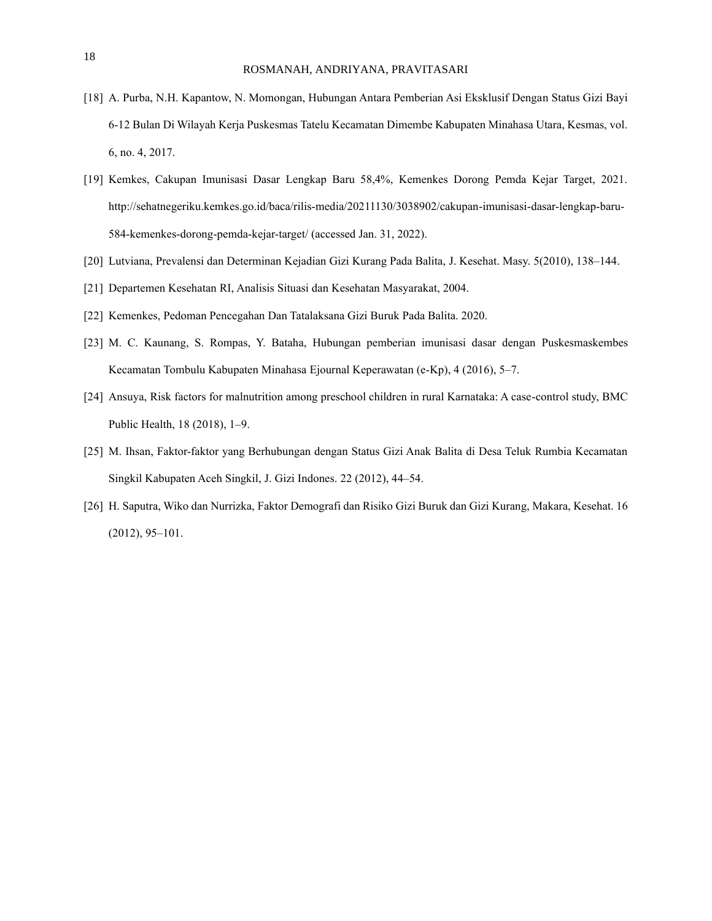[18] A. Purba, N.H. Kapantow, N. Momongan, Hubungan Antara Pemberian Asi Eksklusif Dengan Status Gizi Bayi 6-12 Bulan Di Wilayah Kerja Puskesmas Tatelu Kecamatan Dimembe Kabupaten Minahasa Utara, Kesmas, vol. 6, no. 4, 2017.

[19] Kemkes, Cakupan Imunisasi Dasar Lengkap Baru 58,4%, Kemenkes Dorong Pemda Kejar Target, 2021. http://sehatnegeriku.kemkes.go.id/baca/rilis-media/20211130/3038902/cakupan-imunisasi-dasar-lengkap-baru-584-kemenkes-dorong-pemda-kejar-target/ (accessed Jan. 31, 2022).

[20] Lutviana, Prevalensi dan Determinan Kejadian Gizi Kurang Pada Balita, J. Kesehat. Masy. 5(2010), 138–144.

[21] Departemen Kesehatan RI, Analisis Situasi dan Kesehatan Masyarakat, 2004.

[22] Kemenkes, Pedoman Pencegahan Dan Tatalaksana Gizi Buruk Pada Balita. 2020.

[23] M. C. Kaunang, S. Rompas, Y. Bataha, Hubungan pemberian imunisasi dasar dengan Puskesmaskembes Kecamatan Tombulu Kabupaten Minahasa Ejournal Keperawatan (e-Kp), 4 (2016), 5–7.

[24] Ansuya, Risk factors for malnutrition among preschool children in rural Karnataka: A case-control study, BMC Public Health, 18 (2018), 1–9.

[25] M. Ihsan, Faktor-faktor yang Berhubungan dengan Status Gizi Anak Balita di Desa Teluk Rumbia Kecamatan Singkil Kabupaten Aceh Singkil, J. Gizi Indones. 22 (2012), 44–54.

[26] H. Saputra, Wiko dan Nurrizka, Faktor Demografi dan Risiko Gizi Buruk dan Gizi Kurang, Makara, Kesehat. 16 (2012), 95–101.